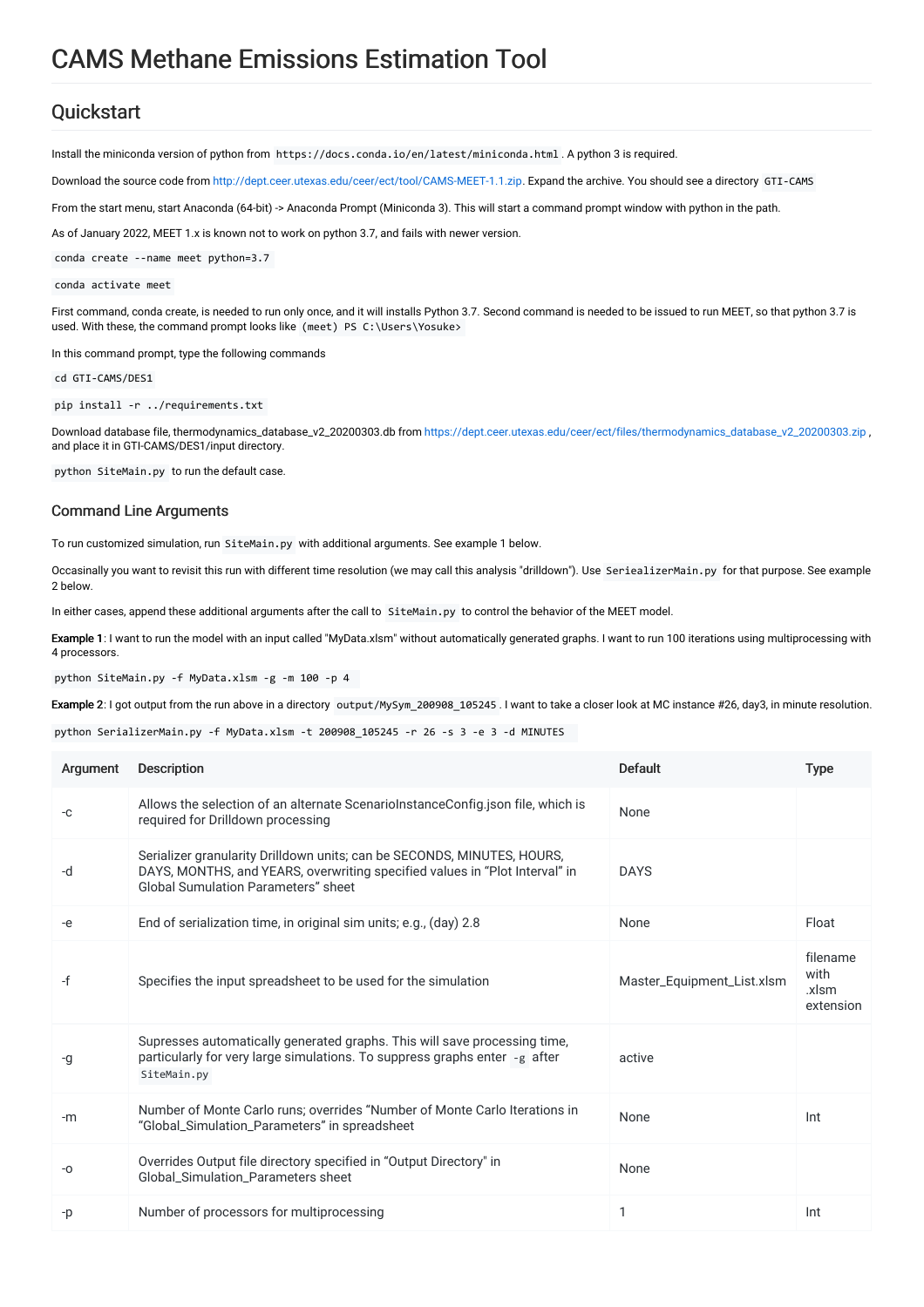# CAMS Methane Emissions Estimation Tool

## Quickstart

Install the miniconda version of python from `https://docs.conda.io/en/latest/miniconda.html`. A python 3 is required.

Download the source code from http://dept.ceer.utexas.edu/ceer/ect/tool/CAMS-MEET-1.1.zip. Expand the archive. You should see a directory `GTI-CAMS`

From the start menu, start Anaconda (64-bit) -> Anaconda Prompt (Miniconda 3). This will start a command prompt window with python in the path.

As of January 2022, MEET 1.x is known not to work on python 3.7, and fails with newer version.

```
conda create --name meet python=3.7
```

```
conda activate meet
```

First command, conda create, is needed to run only once, and it will installs Python 3.7. Second command is needed to be issued to run MEET, so that python 3.7 is used. With these, the command prompt looks like `(meet) PS C:\Users\Yosuke>`

In this command prompt, type the following commands

```
cd GTI-CAMS/DES1
```

```
pip install -r ../requirements.txt
```

Download database file, thermodynamics_database_v2_20200303.db from https://dept.ceer.utexas.edu/ceer/ect/files/thermodynamics_database_v2_20200303.zip , and place it in GTI-CAMS/DES1/input directory.

`python SiteMain.py` to run the default case.

### Command Line Arguments

To run customized simulation, run `SiteMain.py` with additional arguments. See example 1 below.

Occasinally you want to revisit this run with different time resolution (we may call this analysis "drilldown"). Use `SeriealizerMain.py` for that purpose. See example 2 below.

In either cases, append these additional arguments after the call to `SiteMain.py` to control the behavior of the MEET model.

**Example 1**: I want to run the model with an input called "MyData.xlsm" without automatically generated graphs. I want to run 100 iterations using multiprocessing with 4 processors.

```
python SiteMain.py -f MyData.xlsm -g -m 100 -p 4
```

**Example 2**: I got output from the run above in a directory `output/MySym_200908_105245`. I want to take a closer look at MC instance #26, day3, in minute resolution.

```
python SerializerMain.py -f MyData.xlsm -t 200908_105245 -r 26 -s 3 -e 3 -d MINUTES
```

| Argument | Description | Default | Type |
|---|---|---|---|
| -c | Allows the selection of an alternate ScenarioInstanceConfig.json file, which is required for Drilldown processing | None | |
| -d | Serializer granularity Drilldown units; can be SECONDS, MINUTES, HOURS, DAYS, MONTHS, and YEARS, overwriting specified values in "Plot Interval" in Global Sumulation Parameters" sheet | DAYS | |
| -e | End of serialization time, in original sim units; e.g., (day) 2.8 | None | Float |
| -f | Specifies the input spreadsheet to be used for the simulation | Master_Equipment_List.xlsm | filename with .xlsm extension |
| -g | Supresses automatically generated graphs. This will save processing time, particularly for very large simulations. To suppress graphs enter `-g` after `SiteMain.py` | active | |
| -m | Number of Monte Carlo runs; overrides "Number of Monte Carlo Iterations in "Global_Simulation_Parameters" in spreadsheet | None | Int |
| -o | Overrides Output file directory specified in "Output Directory" in Global_Simulation_Parameters sheet | None | |
| -p | Number of processors for multiprocessing | 1 | Int |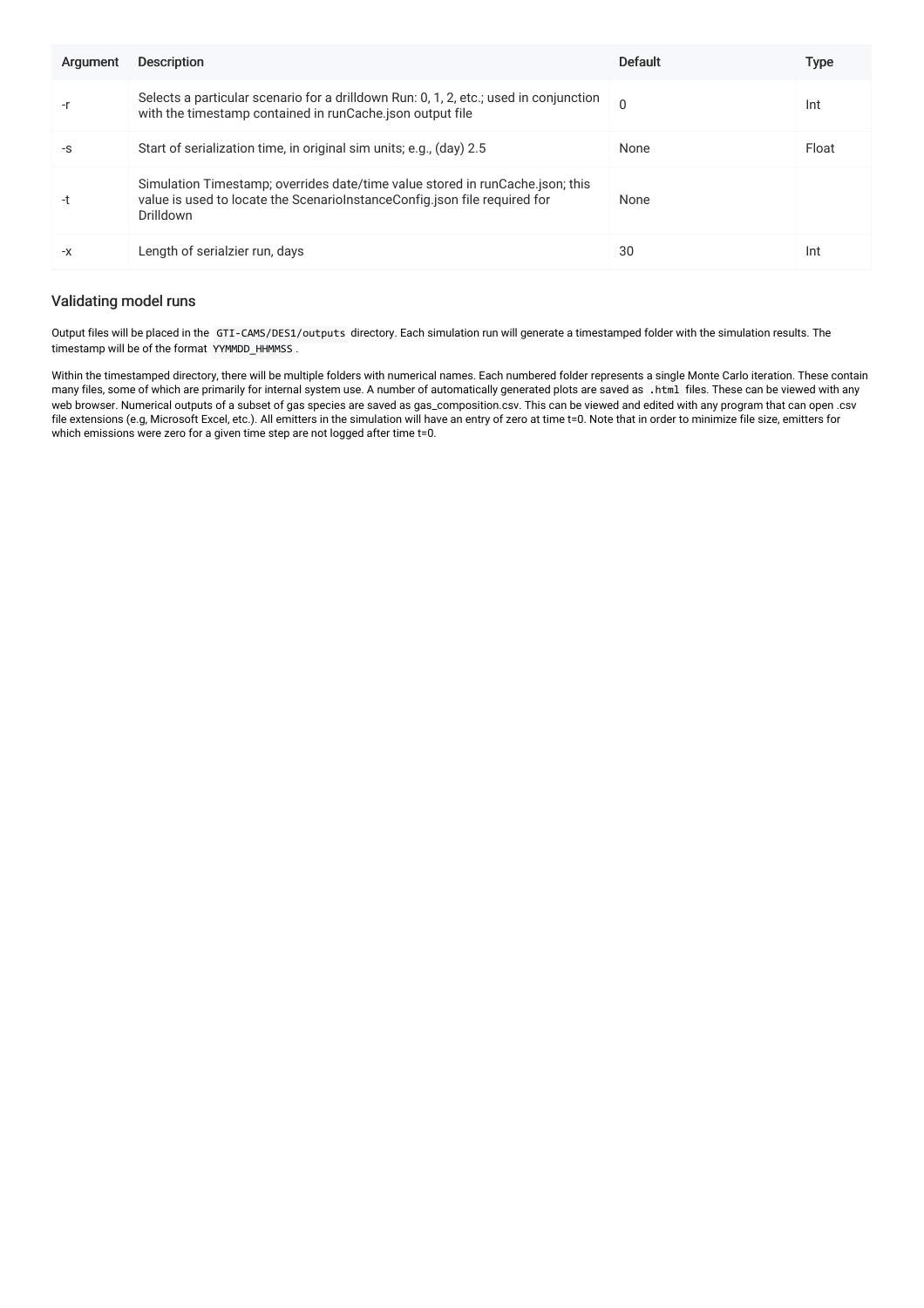| Argument | Description | Default | Type |
|---|---|---|---|
| -r | Selects a particular scenario for a drilldown Run: 0, 1, 2, etc.; used in conjunction with the timestamp contained in runCache.json output file | 0 | Int |
| -s | Start of serialization time, in original sim units; e.g., (day) 2.5 | None | Float |
| -t | Simulation Timestamp; overrides date/time value stored in runCache.json; this value is used to locate the ScenarioInstanceConfig.json file required for Drilldown | None | |
| -x | Length of serialzier run, days | 30 | Int |

### Validating model runs

Output files will be placed in the `GTI-CAMS/DES1/outputs` directory. Each simulation run will generate a timestamped folder with the simulation results. The timestamp will be of the format `YYMMDD_HHMMSS`.

Within the timestamped directory, there will be multiple folders with numerical names. Each numbered folder represents a single Monte Carlo iteration. These contain many files, some of which are primarily for internal system use. A number of automatically generated plots are saved as `.html` files. These can be viewed with any web browser. Numerical outputs of a subset of gas species are saved as gas_composition.csv. This can be viewed and edited with any program that can open .csv file extensions (e.g, Microsoft Excel, etc.). All emitters in the simulation will have an entry of zero at time t=0. Note that in order to minimize file size, emitters for which emissions were zero for a given time step are not logged after time t=0.